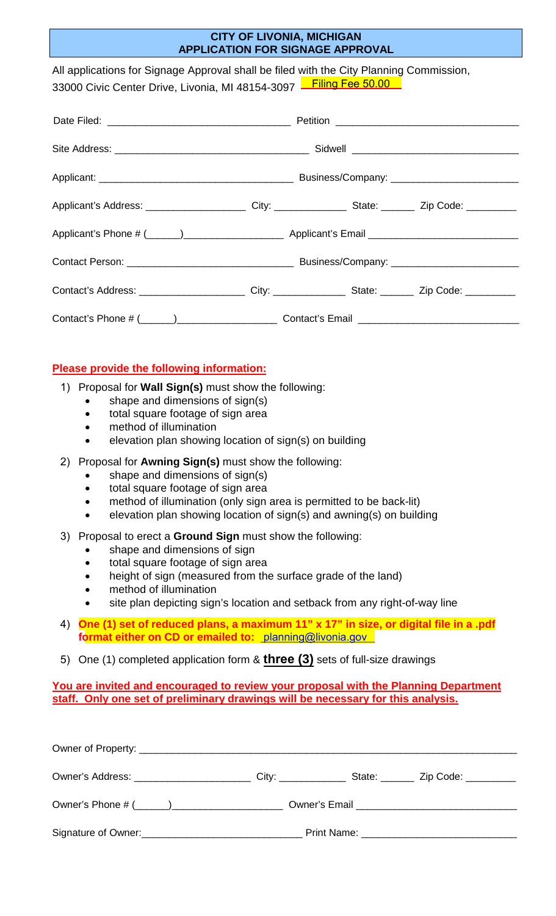# CITY OF LIVONIA, MICHIGAN
## APPLICATION FOR SIGNAGE APPROVAL

All applications for Signage Approval shall be filed with the City Planning Commission, 33000 Civic Center Drive, Livonia, MI 48154-3097 **Filing Fee 50.00**

Date Filed: ______________________________ Petition ______________________________

Site Address: ______________________________ Sidwell ______________________________

Applicant: ______________________________ Business/Company: ______________________

Applicant's Address: __________________ City: _____________ State: ______ Zip Code: _________

Applicant's Phone # (______)_________________ Applicant's Email __________________________

Contact Person: ____________________________ Business/Company: ______________________

Contact's Address: ___________________ City: _____________ State: ______ Zip Code: _________

Contact's Phone # (______)_________________ Contact's Email ____________________________

**Please provide the following information:**

1) Proposal for **Wall Sign(s)** must show the following:
   - shape and dimensions of sign(s)
   - total square footage of sign area
   - method of illumination
   - elevation plan showing location of sign(s) on building

2) Proposal for **Awning Sign(s)** must show the following:
   - shape and dimensions of sign(s)
   - total square footage of sign area
   - method of illumination (only sign area is permitted to be back-lit)
   - elevation plan showing location of sign(s) and awning(s) on building

3) Proposal to erect a **Ground Sign** must show the following:
   - shape and dimensions of sign
   - total square footage of sign area
   - height of sign (measured from the surface grade of the land)
   - method of illumination
   - site plan depicting sign's location and setback from any right-of-way line

4) **One (1) set of reduced plans, a maximum 11" x 17" in size, or digital file in a .pdf format either on CD or emailed to:** planning@livonia.gov

5) One (1) completed application form & **three (3)** sets of full-size drawings

**You are invited and encouraged to review your proposal with the Planning Department staff. Only one set of preliminary drawings will be necessary for this analysis.**

Owner of Property: ____________________________________________________________________

Owner's Address: ____________________ City: ____________ State: ______ Zip Code: _________

Owner's Phone # (______)___________________ Owner's Email ___________________________

Signature of Owner:____________________________ Print Name: ___________________________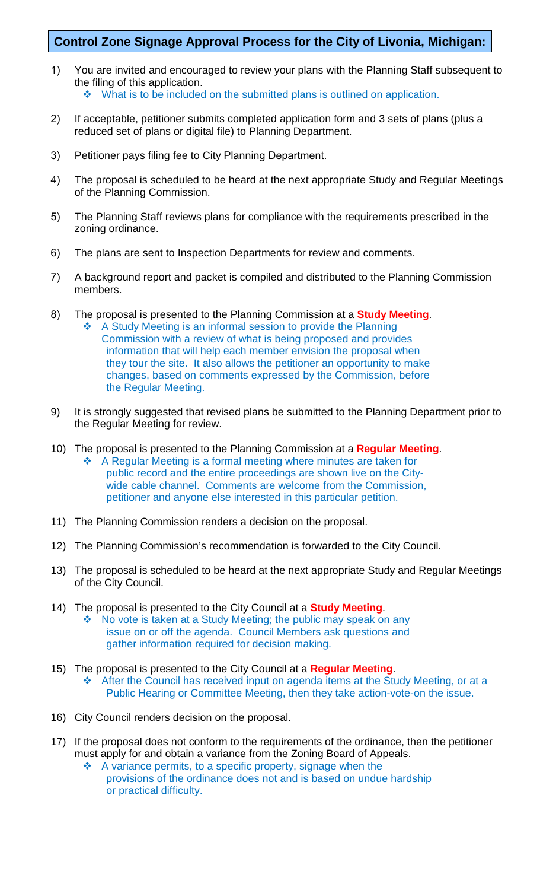## Control Zone Signage Approval Process for the City of Livonia, Michigan:

1) You are invited and encouraged to review your plans with the Planning Staff subsequent to the filing of this application.
   - What is to be included on the submitted plans is outlined on application.

2) If acceptable, petitioner submits completed application form and 3 sets of plans (plus a reduced set of plans or digital file) to Planning Department.

3) Petitioner pays filing fee to City Planning Department.

4) The proposal is scheduled to be heard at the next appropriate Study and Regular Meetings of the Planning Commission.

5) The Planning Staff reviews plans for compliance with the requirements prescribed in the zoning ordinance.

6) The plans are sent to Inspection Departments for review and comments.

7) A background report and packet is compiled and distributed to the Planning Commission members.

8) The proposal is presented to the Planning Commission at a **Study Meeting**.
   - A Study Meeting is an informal session to provide the Planning Commission with a review of what is being proposed and provides information that will help each member envision the proposal when they tour the site. It also allows the petitioner an opportunity to make changes, based on comments expressed by the Commission, before the Regular Meeting.

9) It is strongly suggested that revised plans be submitted to the Planning Department prior to the Regular Meeting for review.

10) The proposal is presented to the Planning Commission at a **Regular Meeting**.
    - A Regular Meeting is a formal meeting where minutes are taken for public record and the entire proceedings are shown live on the City-wide cable channel. Comments are welcome from the Commission, petitioner and anyone else interested in this particular petition.

11) The Planning Commission renders a decision on the proposal.

12) The Planning Commission's recommendation is forwarded to the City Council.

13) The proposal is scheduled to be heard at the next appropriate Study and Regular Meetings of the City Council.

14) The proposal is presented to the City Council at a **Study Meeting**.
    - No vote is taken at a Study Meeting; the public may speak on any issue on or off the agenda. Council Members ask questions and gather information required for decision making.

15) The proposal is presented to the City Council at a **Regular Meeting**.
    - After the Council has received input on agenda items at the Study Meeting, or at a Public Hearing or Committee Meeting, then they take action-vote-on the issue.

16) City Council renders decision on the proposal.

17) If the proposal does not conform to the requirements of the ordinance, then the petitioner must apply for and obtain a variance from the Zoning Board of Appeals.
    - A variance permits, to a specific property, signage when the provisions of the ordinance does not and is based on undue hardship or practical difficulty.